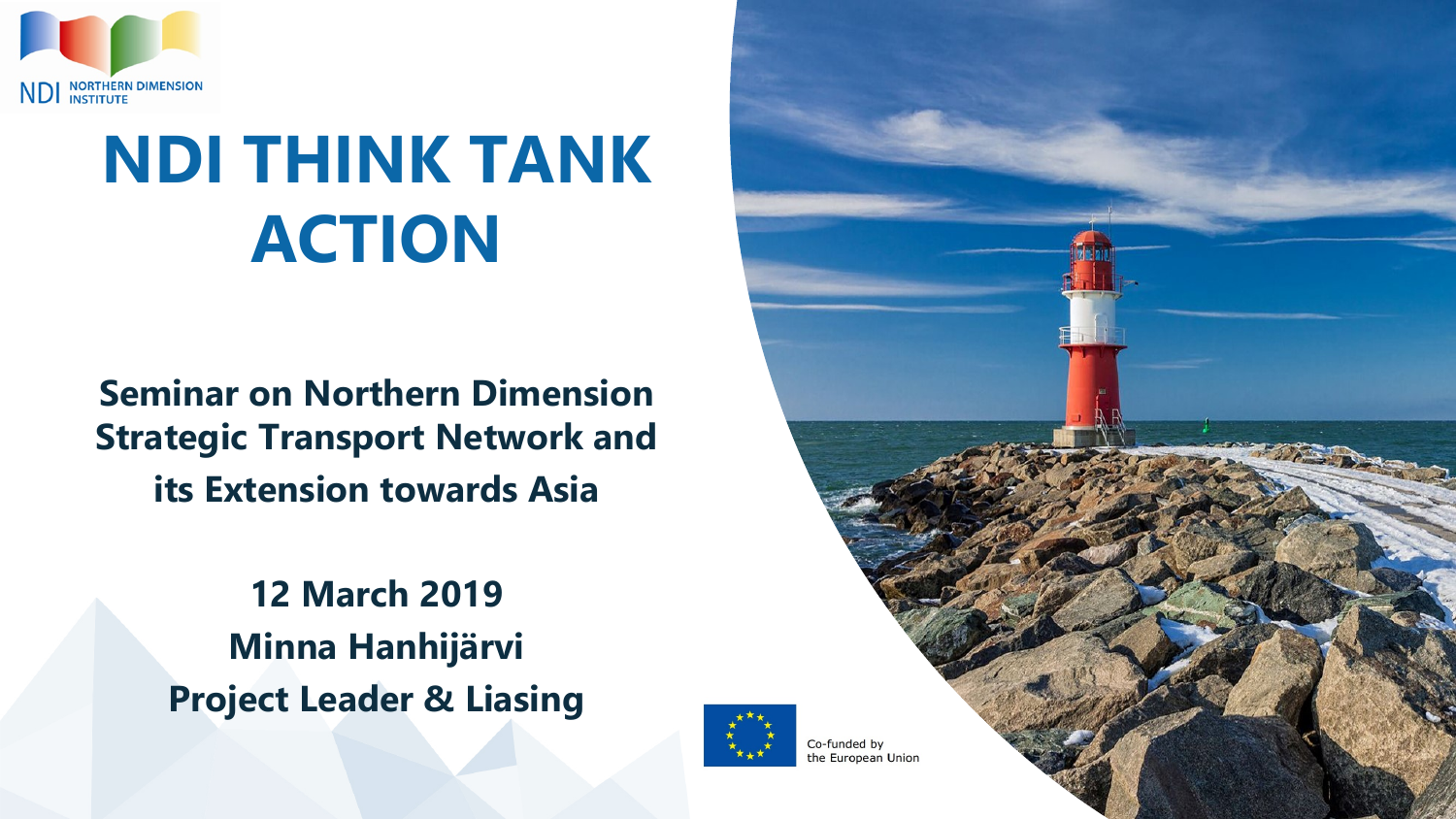NDI NORTHERN DIMENSION INSTITUTE

# NDI THINK TANK ACTION

**Seminar on Northern Dimension Strategic Transport Network and its Extension towards Asia**

**12 March 2019**

**Minna Hanhijärvi**

**Project Leader & Liasing**

Co-funded by the European Union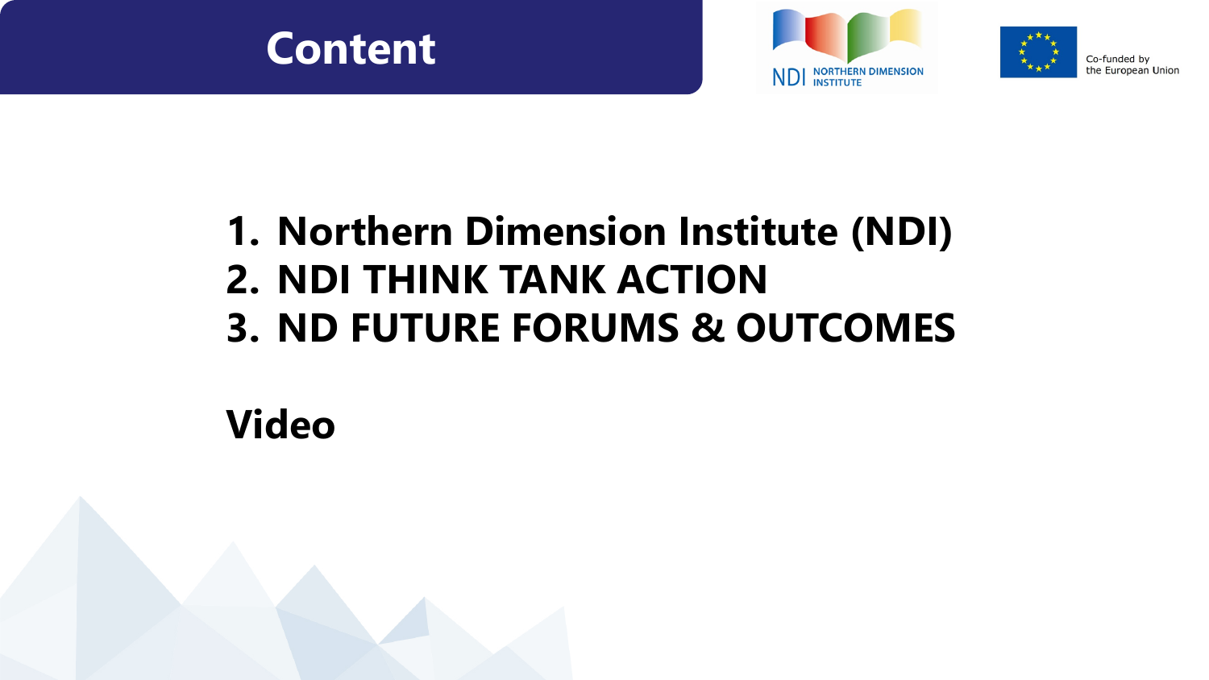# Content

1. **Northern Dimension Institute (NDI)**
2. **NDI THINK TANK ACTION**
3. **ND FUTURE FORUMS & OUTCOMES**

**Video**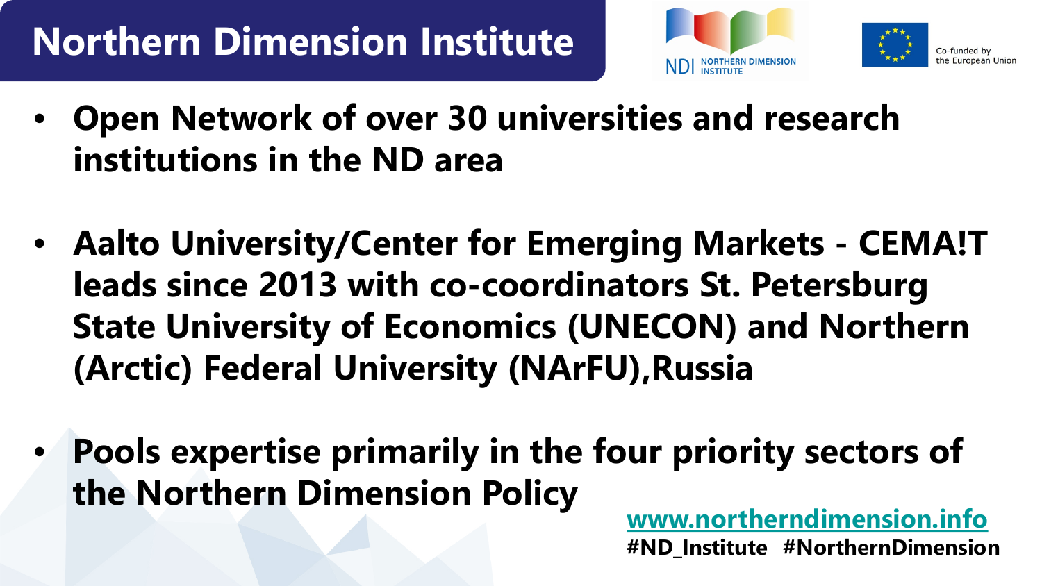# Northern Dimension Institute

NDI NORTHERN DIMENSION INSTITUTE

Co-funded by the European Union

- **Open Network of over 30 universities and research institutions in the ND area**
- **Aalto University/Center for Emerging Markets - CEMA!T leads since 2013 with co-coordinators St. Petersburg State University of Economics (UNECON) and Northern (Arctic) Federal University (NArFU),Russia**
- **Pools expertise primarily in the four priority sectors of the Northern Dimension Policy**

**www.northerndimension.info**

**#ND_Institute #NorthernDimension**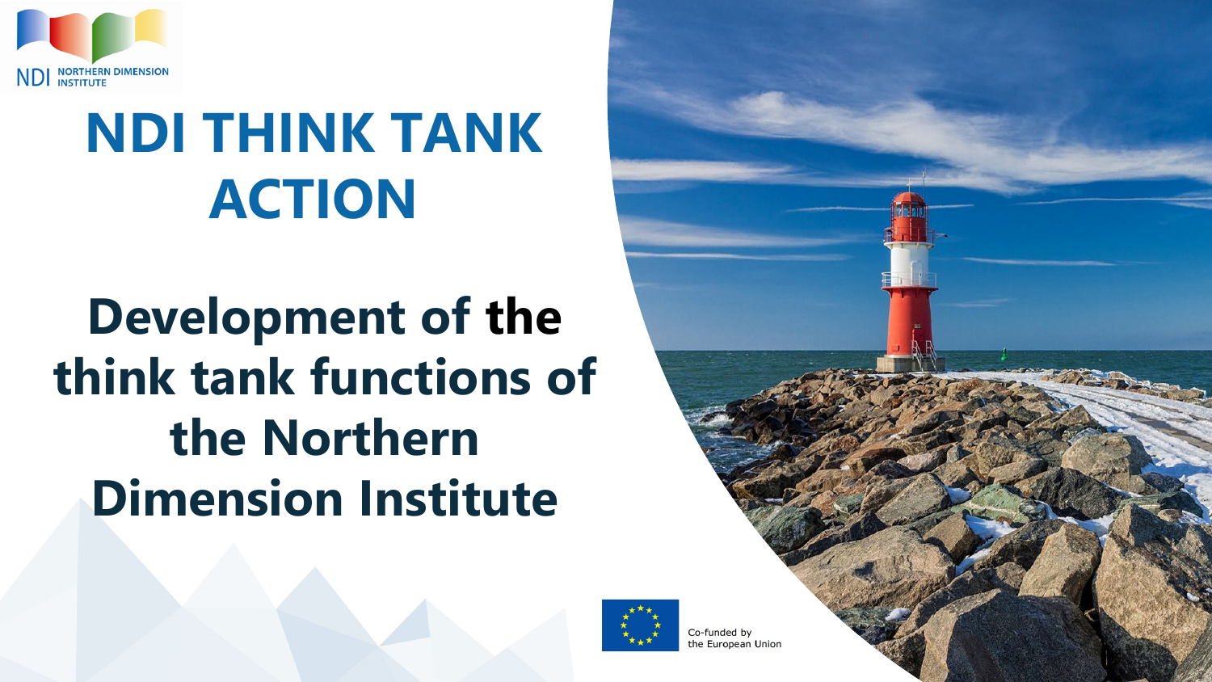NDI NORTHERN DIMENSION INSTITUTE

# NDI THINK TANK ACTION

## Development of the think tank functions of the Northern Dimension Institute

Co-funded by the European Union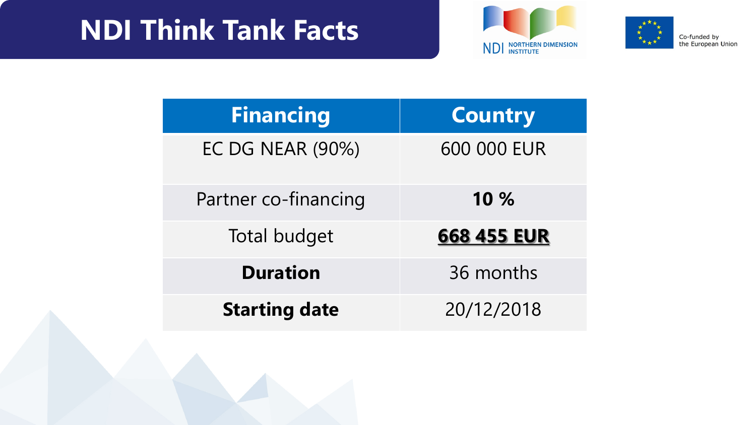# NDI Think Tank Facts

Co-funded by the European Union

| Financing | Country |
| --- | --- |
| EC DG NEAR (90%) | 600 000 EUR |
| Partner co-financing | **10 %** |
| Total budget | **668 455 EUR** |
| **Duration** | 36 months |
| **Starting date** | 20/12/2018 |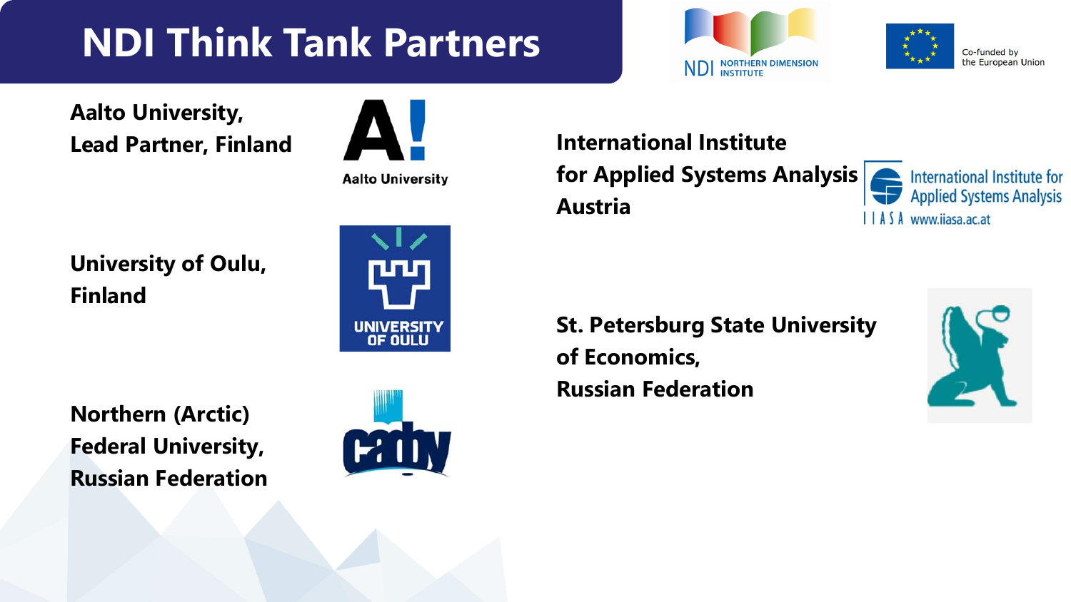# NDI Think Tank Partners

**Aalto University,**
**Lead Partner, Finland**

**University of Oulu,**
**Finland**

**Northern (Arctic)**
**Federal University,**
**Russian Federation**

**International Institute**
**for Applied Systems Analysis**
**Austria**

**St. Petersburg State University**
**of Economics,**
**Russian Federation**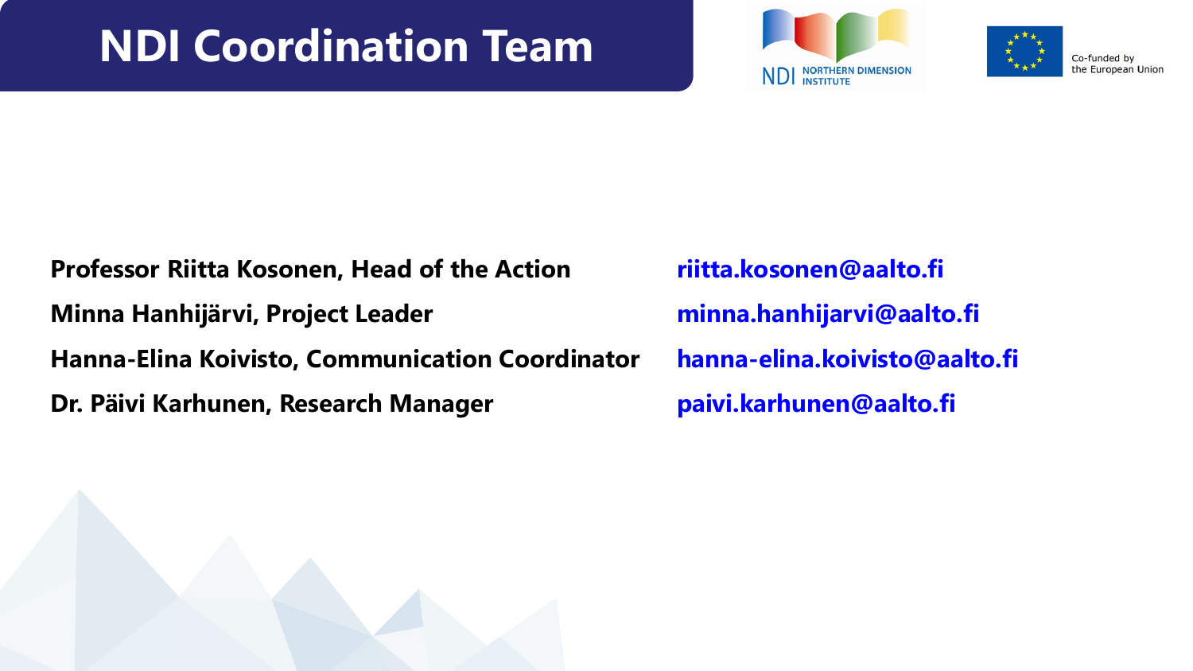# NDI Coordination Team

| | |
|---|---|
| **Professor Riitta Kosonen, Head of the Action** | riitta.kosonen@aalto.fi |
| **Minna Hanhijärvi, Project Leader** | minna.hanhijarvi@aalto.fi |
| **Hanna-Elina Koivisto, Communication Coordinator** | hanna-elina.koivisto@aalto.fi |
| **Dr. Päivi Karhunen, Research Manager** | paivi.karhunen@aalto.fi |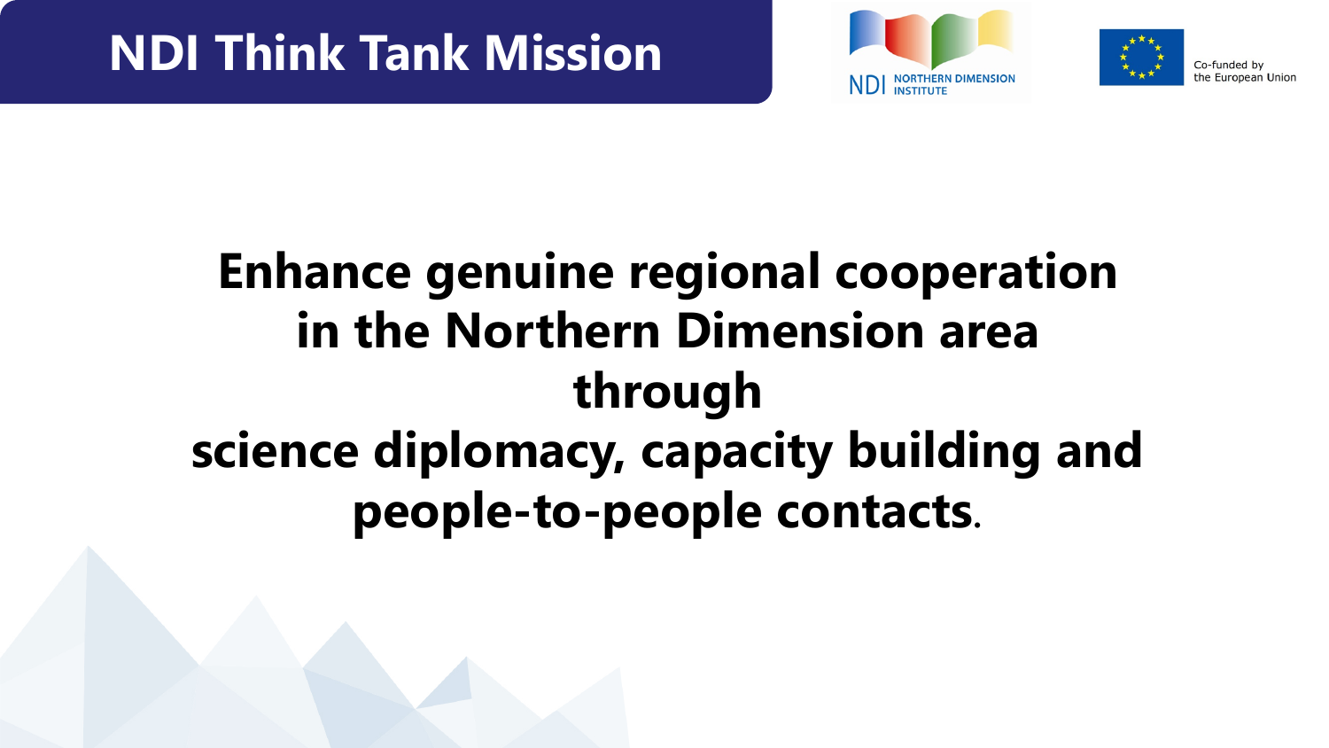# NDI Think Tank Mission

NDI NORTHERN DIMENSION INSTITUTE

Co-funded by the European Union

**Enhance genuine regional cooperation in the Northern Dimension area through science diplomacy, capacity building and people-to-people contacts.**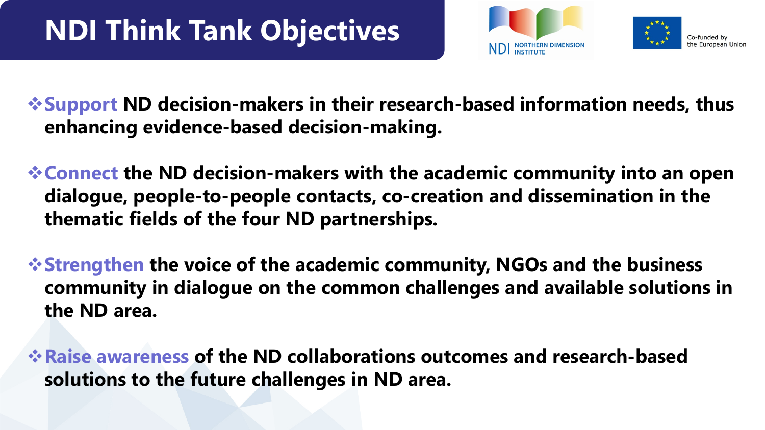# NDI Think Tank Objectives

NDI NORTHERN DIMENSION INSTITUTE

Co-funded by the European Union

- **Support ND decision-makers in their research-based information needs, thus enhancing evidence-based decision-making.**
- **Connect the ND decision-makers with the academic community into an open dialogue, people-to-people contacts, co-creation and dissemination in the thematic fields of the four ND partnerships.**
- **Strengthen the voice of the academic community, NGOs and the business community in dialogue on the common challenges and available solutions in the ND area.**
- **Raise awareness of the ND collaborations outcomes and research-based solutions to the future challenges in ND area.**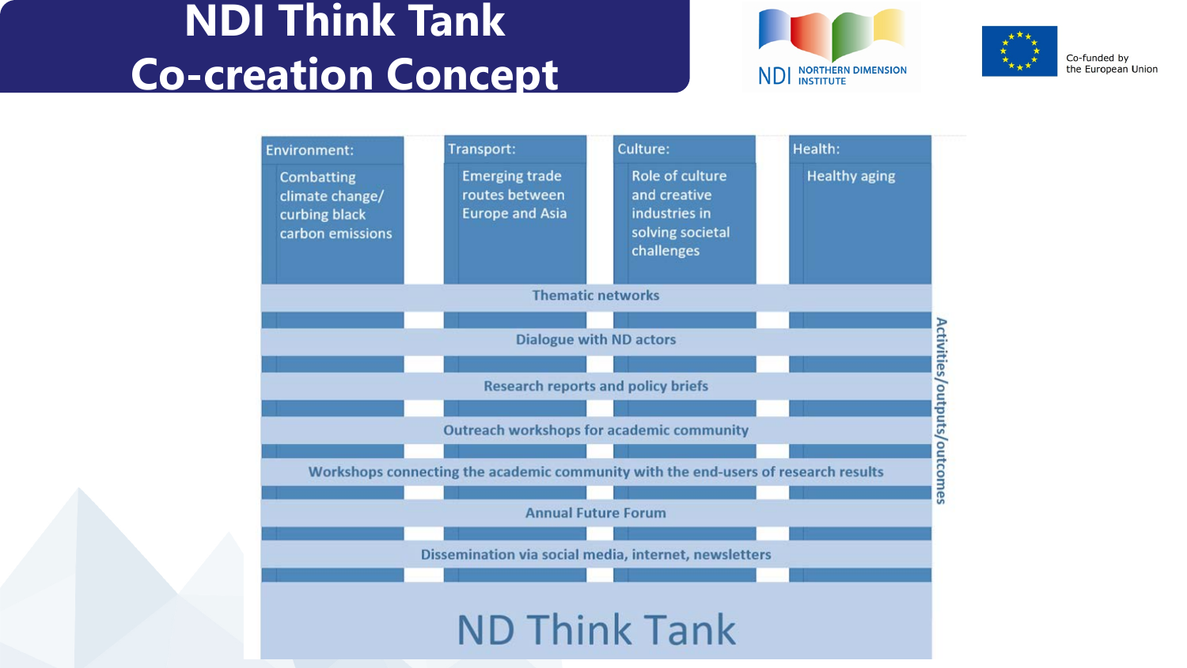# NDI Think Tank Co-creation Concept

NDI NORTHERN DIMENSION INSTITUTE

Co-funded by the European Union

| Environment: | Transport: | Culture: | Health: |
|---|---|---|---|
| Combatting climate change/ curbing black carbon emissions | Emerging trade routes between Europe and Asia | Role of culture and creative industries in solving societal challenges | Healthy aging |

Activities/outputs/outcomes:

- Thematic networks
- Dialogue with ND actors
- Research reports and policy briefs
- Outreach workshops for academic community
- Workshops connecting the academic community with the end-users of research results
- Annual Future Forum
- Dissemination via social media, internet, newsletters

ND Think Tank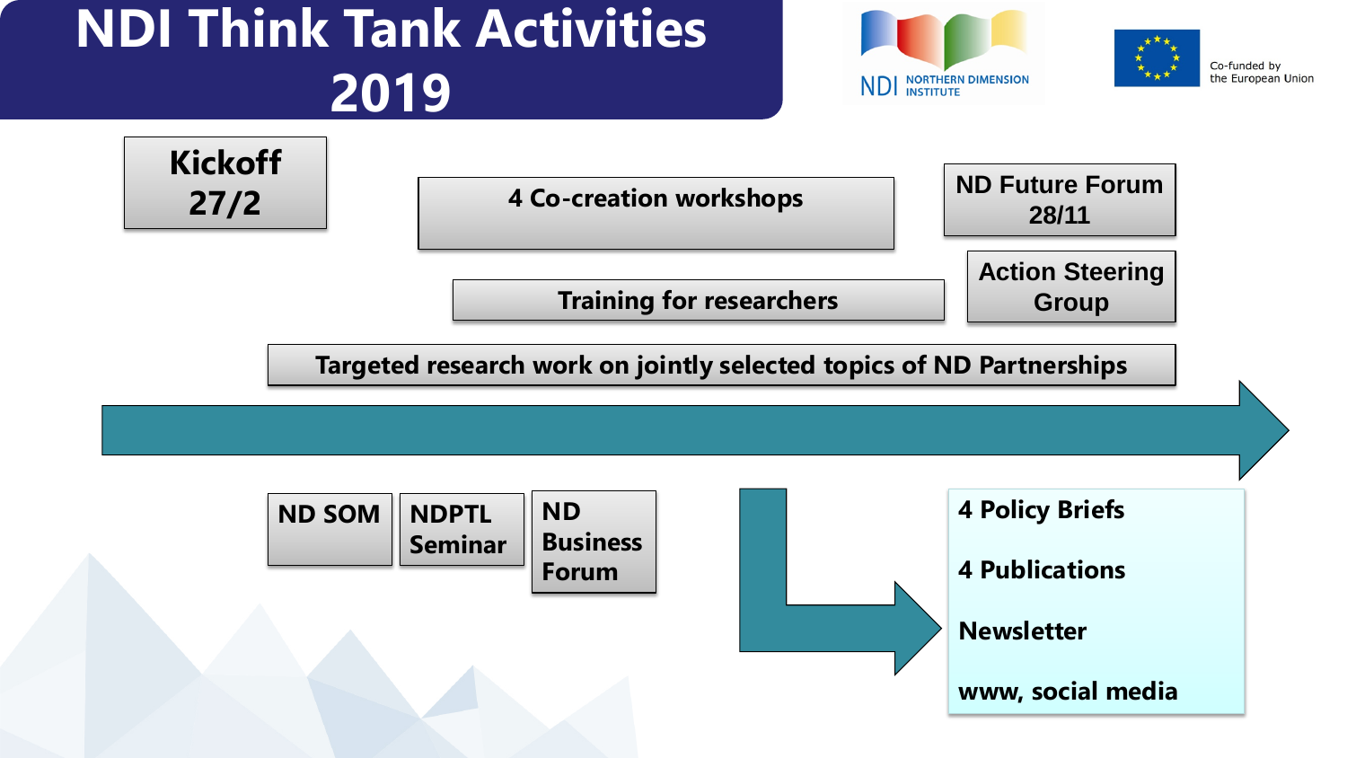# NDI Think Tank Activities 2019

NDI NORTHERN DIMENSION INSTITUTE

Co-funded by the European Union

**Kickoff 27/2**

**4 Co-creation workshops**

**ND Future Forum 28/11**

**Training for researchers**

**Action Steering Group**

**Targeted research work on jointly selected topics of ND Partnerships**

**ND SOM**

**NDPTL Seminar**

**ND Business Forum**

- **4 Policy Briefs**
- **4 Publications**
- **Newsletter**
- **www, social media**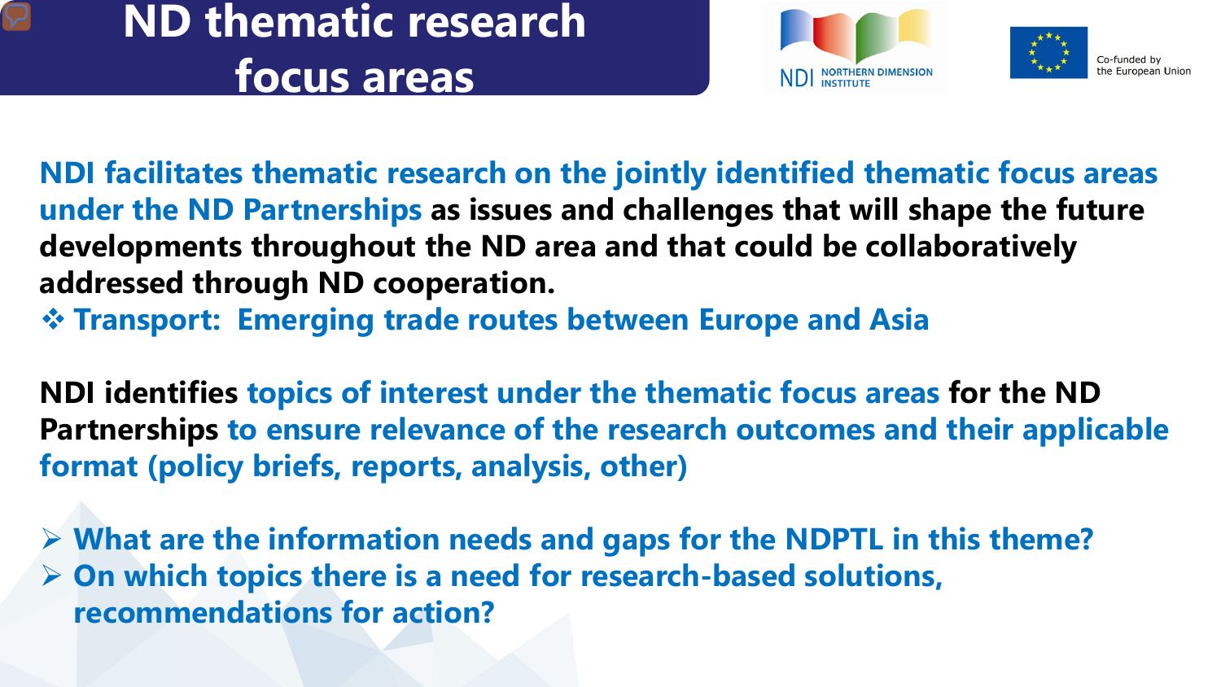# ND thematic research focus areas

**NDI facilitates thematic research on the jointly identified thematic focus areas under the ND Partnerships as issues and challenges that will shape the future developments throughout the ND area and that could be collaboratively addressed through ND cooperation.**

- **Transport: Emerging trade routes between Europe and Asia**

**NDI identifies topics of interest under the thematic focus areas for the ND Partnerships to ensure relevance of the research outcomes and their applicable format (policy briefs, reports, analysis, other)**

- **What are the information needs and gaps for the NDPTL in this theme?**
- **On which topics there is a need for research-based solutions, recommendations for action?**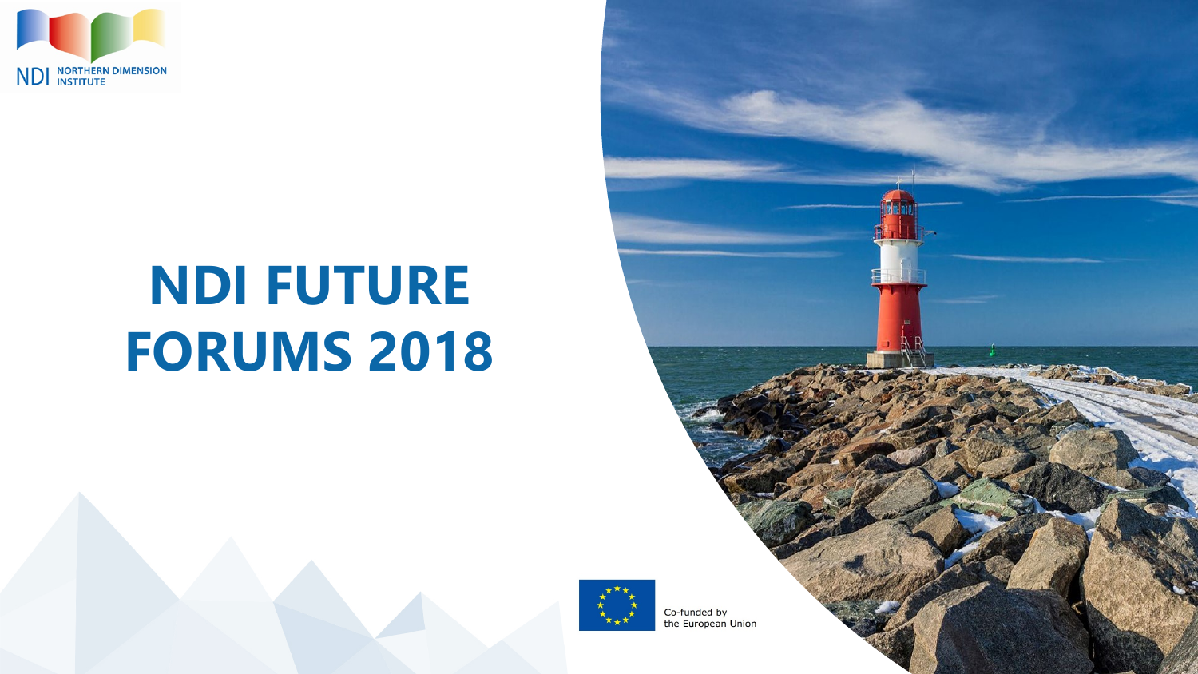NDI NORTHERN DIMENSION INSTITUTE

# NDI FUTURE FORUMS 2018

Co-funded by the European Union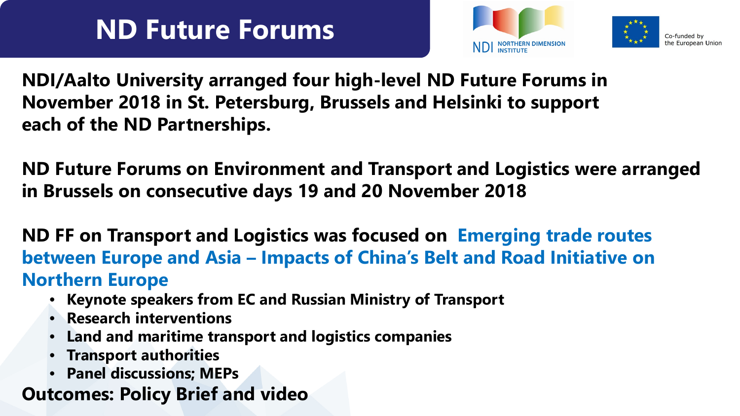# ND Future Forums

**NDI/Aalto University arranged four high-level ND Future Forums in November 2018 in St. Petersburg, Brussels and Helsinki to support each of the ND Partnerships.**

**ND Future Forums on Environment and Transport and Logistics were arranged in Brussels on consecutive days 19 and 20 November 2018**

**ND FF on Transport and Logistics was focused on Emerging trade routes between Europe and Asia – Impacts of China's Belt and Road Initiative on Northern Europe**

- **Keynote speakers from EC and Russian Ministry of Transport**
- **Research interventions**
- **Land and maritime transport and logistics companies**
- **Transport authorities**
- **Panel discussions; MEPs**

**Outcomes: Policy Brief and video**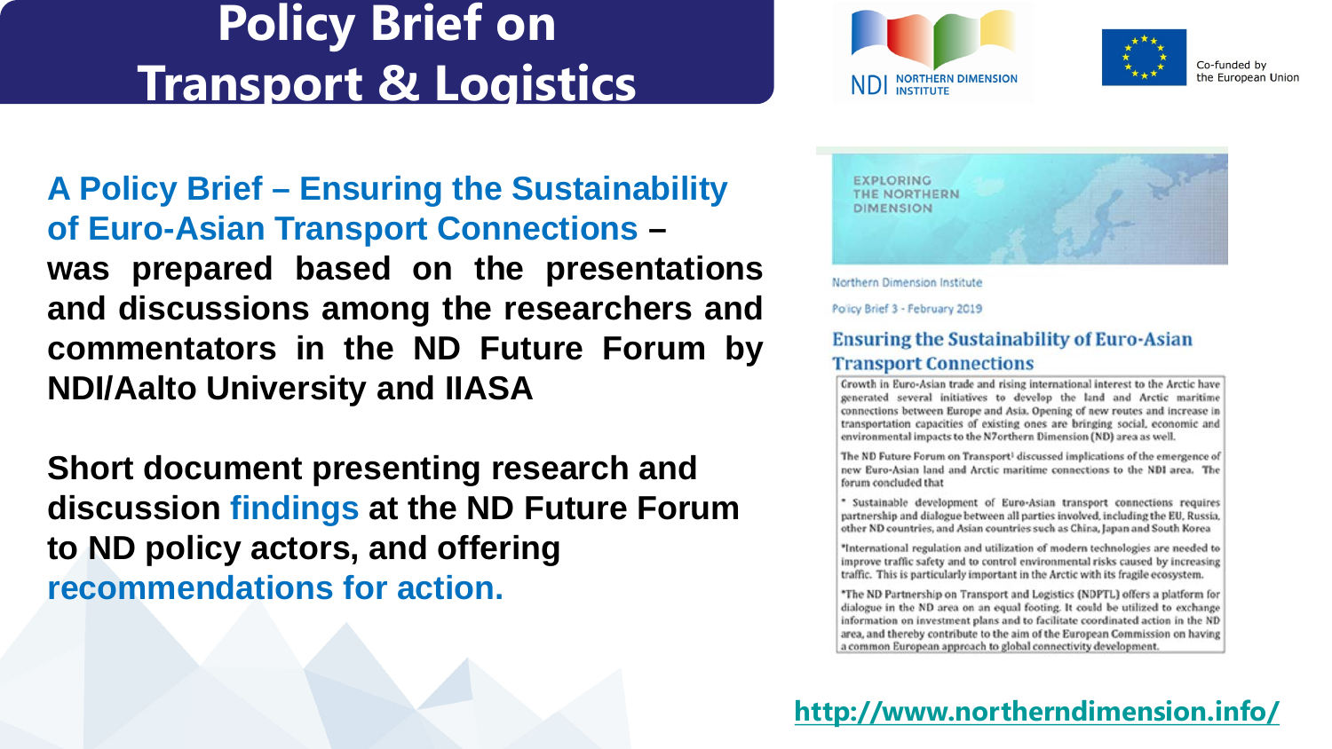# Policy Brief on Transport & Logistics

NDI NORTHERN DIMENSION INSTITUTE

Co-funded by the European Union

**A Policy Brief – Ensuring the Sustainability of Euro-Asian Transport Connections – was prepared based on the presentations and discussions among the researchers and commentators in the ND Future Forum by NDI/Aalto University and IIASA**

**Short document presenting research and discussion findings at the ND Future Forum to ND policy actors, and offering recommendations for action.**

EXPLORING THE NORTHERN DIMENSION

Northern Dimension Institute

Policy Brief 3 - February 2019

## Ensuring the Sustainability of Euro-Asian Transport Connections

Growth in Euro-Asian trade and rising international interest to the Arctic have generated several initiatives to develop the land and Arctic maritime connections between Europe and Asia. Opening of new routes and increase in transportation capacities of existing ones are bringing social, economic and environmental impacts to the N7orthern Dimension (ND) area as well.

The ND Future Forum on Transport[1] discussed implications of the emergence of new Euro-Asian land and Arctic maritime connections to the NDI area. The forum concluded that

* Sustainable development of Euro-Asian transport connections requires partnership and dialogue between all parties involved, including the EU, Russia, other ND countries, and Asian countries such as China, Japan and South Korea

*International regulation and utilization of modern technologies are needed to improve traffic safety and to control environmental risks caused by increasing traffic. This is particularly important in the Arctic with its fragile ecosystem.

*The ND Partnership on Transport and Logistics (NDPTL) offers a platform for dialogue in the ND area on an equal footing. It could be utilized to exchange information on investment plans and to facilitate coordinated action in the ND area, and thereby contribute to the aim of the European Commission on having a common European approach to global connectivity development.

http://www.northerndimension.info/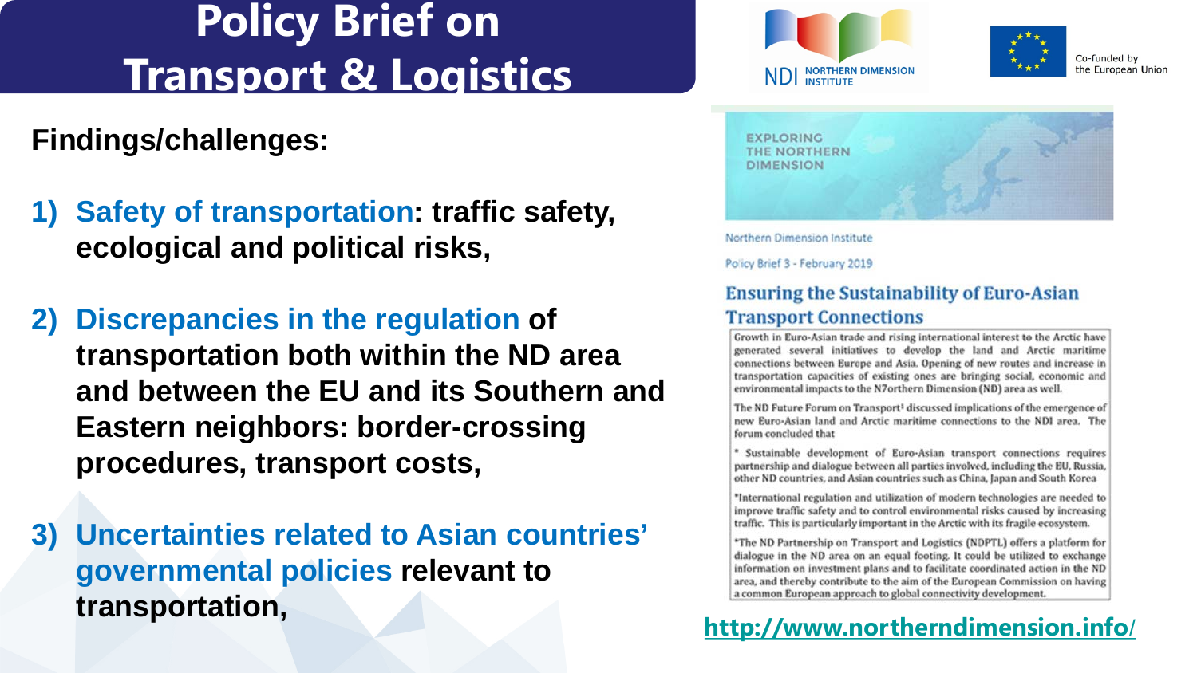# Policy Brief on Transport & Logistics

NDI NORTHERN DIMENSION INSTITUTE

Co-funded by the European Union

**Findings/challenges:**

1) **Safety of transportation: traffic safety, ecological and political risks,**

2) **Discrepancies in the regulation of transportation both within the ND area and between the EU and its Southern and Eastern neighbors: border-crossing procedures, transport costs,**

3) **Uncertainties related to Asian countries' governmental policies relevant to transportation,**

EXPLORING THE NORTHERN DIMENSION

Northern Dimension Institute

Policy Brief 3 - February 2019

## Ensuring the Sustainability of Euro-Asian Transport Connections

Growth in Euro-Asian trade and rising international interest to the Arctic have generated several initiatives to develop the land and Arctic maritime connections between Europe and Asia. Opening of new routes and increase in transportation capacities of existing ones are bringing social, economic and environmental impacts to the N7orthern Dimension (ND) area as well.

The ND Future Forum on Transport[1] discussed implications of the emergence of new Euro-Asian land and Arctic maritime connections to the NDI area. The forum concluded that

* Sustainable development of Euro-Asian transport connections requires partnership and dialogue between all parties involved, including the EU, Russia, other ND countries, and Asian countries such as China, Japan and South Korea

*International regulation and utilization of modern technologies are needed to improve traffic safety and to control environmental risks caused by increasing traffic. This is particularly important in the Arctic with its fragile ecosystem.

*The ND Partnership on Transport and Logistics (NDPTL) offers a platform for dialogue in the ND area on an equal footing. It could be utilized to exchange information on investment plans and to facilitate coordinated action in the ND area, and thereby contribute to the aim of the European Commission on having a common European approach to global connectivity development.

http://www.northerndimension.info/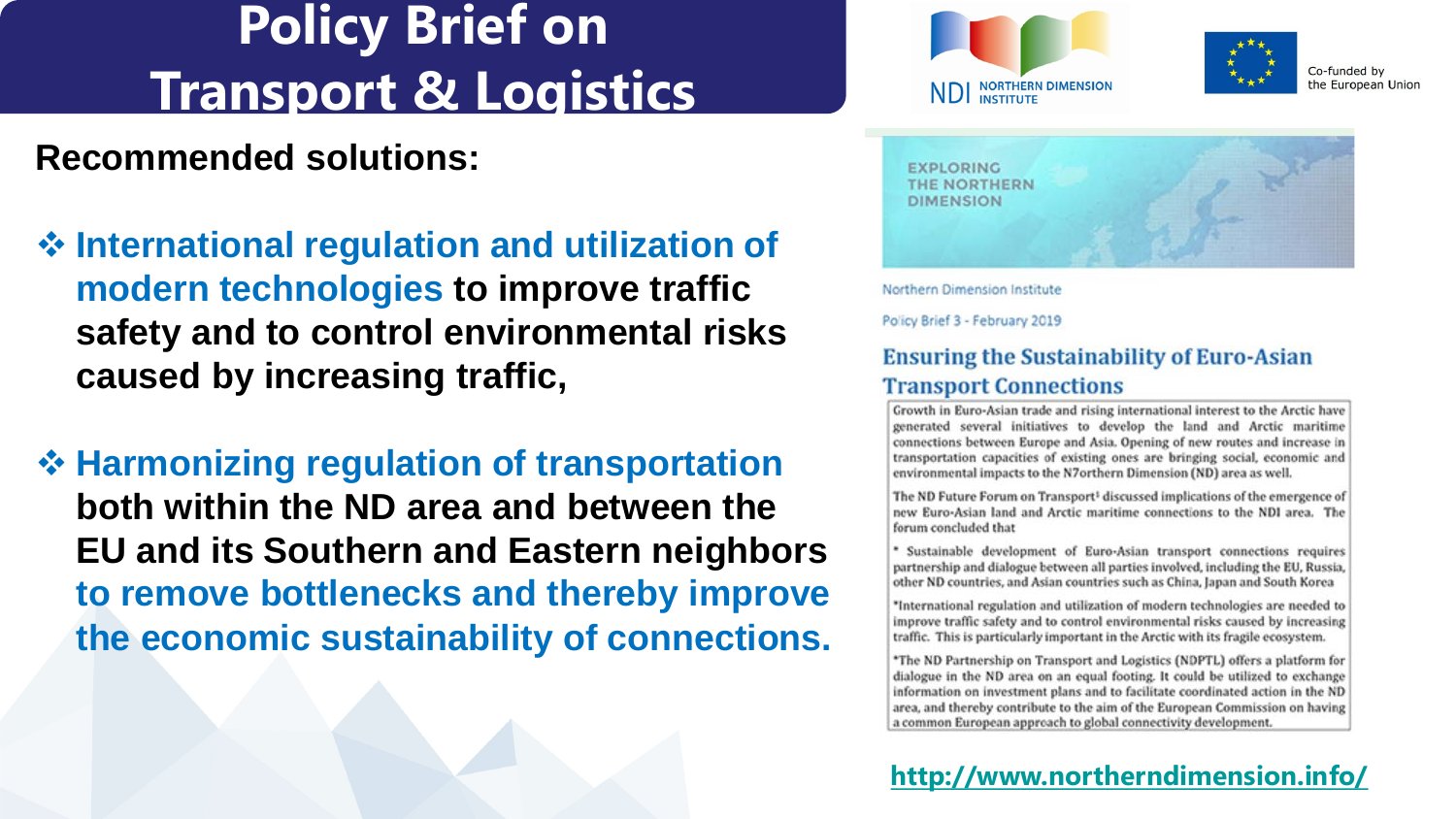# Policy Brief on Transport & Logistics

**Recommended solutions:**

- **International regulation and utilization of modern technologies to improve traffic safety and to control environmental risks caused by increasing traffic,**

- **Harmonizing regulation of transportation both within the ND area and between the EU and its Southern and Eastern neighbors to remove bottlenecks and thereby improve the economic sustainability of connections.**

NDI NORTHERN DIMENSION INSTITUTE

Co-funded by the European Union

EXPLORING THE NORTHERN DIMENSION

Northern Dimension Institute

Policy Brief 3 - February 2019

## Ensuring the Sustainability of Euro-Asian Transport Connections

Growth in Euro-Asian trade and rising international interest to the Arctic have generated several initiatives to develop the land and Arctic maritime connections between Europe and Asia. Opening of new routes and increase in transportation capacities of existing ones are bringing social, economic and environmental impacts to the N7orthern Dimension (ND) area as well.

The ND Future Forum on Transport[1] discussed implications of the emergence of new Euro-Asian land and Arctic maritime connections to the NDI area. The forum concluded that

* Sustainable development of Euro-Asian transport connections requires partnership and dialogue between all parties involved, including the EU, Russia, other ND countries, and Asian countries such as China, Japan and South Korea

*International regulation and utilization of modern technologies are needed to improve traffic safety and to control environmental risks caused by increasing traffic. This is particularly important in the Arctic with its fragile ecosystem.

*The ND Partnership on Transport and Logistics (NDPTL) offers a platform for dialogue in the ND area on an equal footing. It could be utilized to exchange information on investment plans and to facilitate coordinated action in the ND area, and thereby contribute to the aim of the European Commission on having a common European approach to global connectivity development.

http://www.northerndimension.info/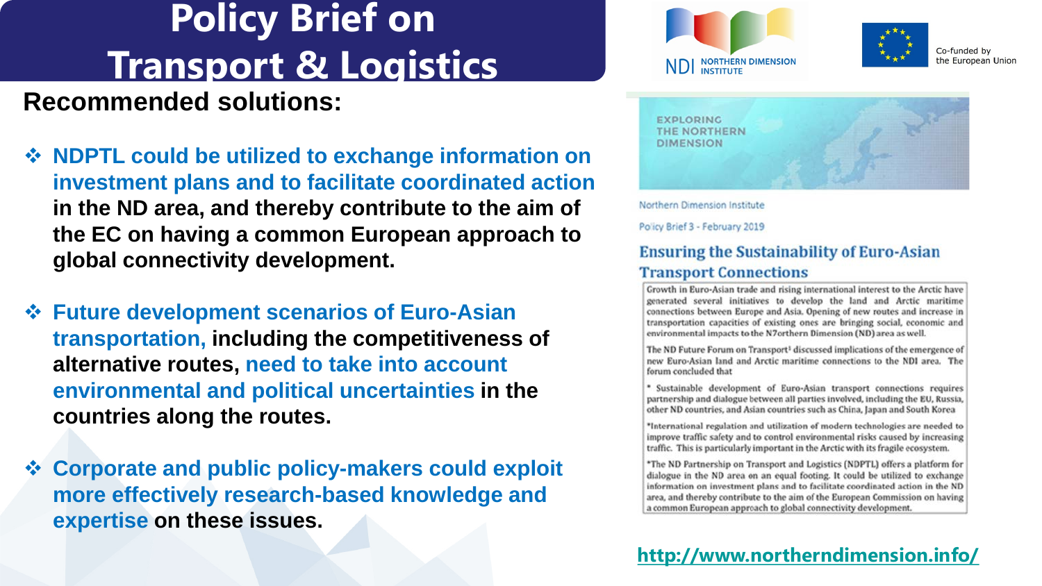# Policy Brief on Transport & Logistics

**Recommended solutions:**

- **NDPTL could be utilized to exchange information on investment plans and to facilitate coordinated action in the ND area, and thereby contribute to the aim of the EC on having a common European approach to global connectivity development.**
- **Future development scenarios of Euro-Asian transportation, including the competitiveness of alternative routes, need to take into account environmental and political uncertainties in the countries along the routes.**
- **Corporate and public policy-makers could exploit more effectively research-based knowledge and expertise on these issues.**

NDI NORTHERN DIMENSION INSTITUTE

Co-funded by the European Union

EXPLORING THE NORTHERN DIMENSION

Northern Dimension Institute

Policy Brief 3 - February 2019

## Ensuring the Sustainability of Euro-Asian Transport Connections

Growth in Euro-Asian trade and rising international interest to the Arctic have generated several initiatives to develop the land and Arctic maritime connections between Europe and Asia. Opening of new routes and increase in transportation capacities of existing ones are bringing social, economic and environmental impacts to the N7orthern Dimension (ND) area as well.

The ND Future Forum on Transport[1] discussed implications of the emergence of new Euro-Asian land and Arctic maritime connections to the NDI area. The forum concluded that

* Sustainable development of Euro-Asian transport connections requires partnership and dialogue between all parties involved, including the EU, Russia, other ND countries, and Asian countries such as China, Japan and South Korea

*International regulation and utilization of modern technologies are needed to improve traffic safety and to control environmental risks caused by increasing traffic. This is particularly important in the Arctic with its fragile ecosystem.

*The ND Partnership on Transport and Logistics (NDPTL) offers a platform for dialogue in the ND area on an equal footing. It could be utilized to exchange information on investment plans and to facilitate coordinated action in the ND area, and thereby contribute to the aim of the European Commission on having a common European approach to global connectivity development.

http://www.northerndimension.info/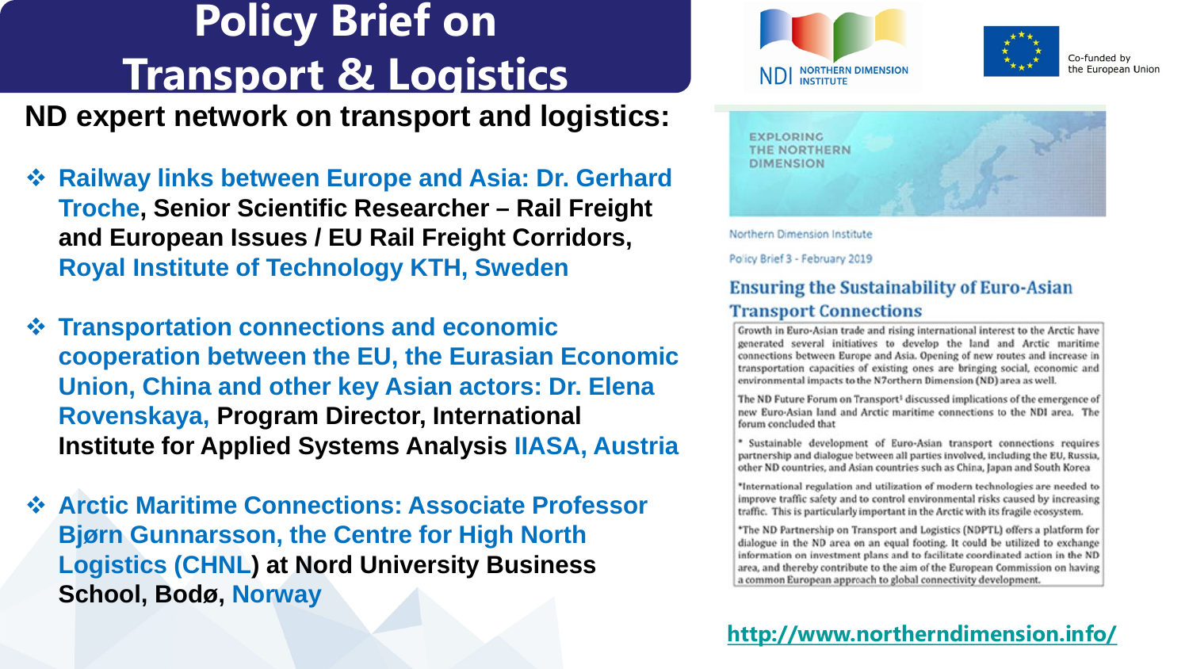# Policy Brief on Transport & Logistics

**ND expert network on transport and logistics:**

- **Railway links between Europe and Asia: Dr. Gerhard Troche, Senior Scientific Researcher – Rail Freight and European Issues / EU Rail Freight Corridors, Royal Institute of Technology KTH, Sweden**
- **Transportation connections and economic cooperation between the EU, the Eurasian Economic Union, China and other key Asian actors: Dr. Elena Rovenskaya, Program Director, International Institute for Applied Systems Analysis IIASA, Austria**
- **Arctic Maritime Connections: Associate Professor Bjørn Gunnarsson, the Centre for High North Logistics (CHNL) at Nord University Business School, Bodø, Norway**

NDI NORTHERN DIMENSION INSTITUTE

Co-funded by the European Union

EXPLORING THE NORTHERN DIMENSION

Northern Dimension Institute

Policy Brief 3 - February 2019

## Ensuring the Sustainability of Euro-Asian Transport Connections

Growth in Euro-Asian trade and rising international interest to the Arctic have generated several initiatives to develop the land and Arctic maritime connections between Europe and Asia. Opening of new routes and increase in transportation capacities of existing ones are bringing social, economic and environmental impacts to the N7orthern Dimension (ND) area as well.

The ND Future Forum on Transport[1] discussed implications of the emergence of new Euro-Asian land and Arctic maritime connections to the NDI area. The forum concluded that

* Sustainable development of Euro-Asian transport connections requires partnership and dialogue between all parties involved, including the EU, Russia, other ND countries, and Asian countries such as China, Japan and South Korea

*International regulation and utilization of modern technologies are needed to improve traffic safety and to control environmental risks caused by increasing traffic. This is particularly important in the Arctic with its fragile ecosystem.

*The ND Partnership on Transport and Logistics (NDPTL) offers a platform for dialogue in the ND area on an equal footing. It could be utilized to exchange information on investment plans and to facilitate coordinated action in the ND area, and thereby contribute to the aim of the European Commission on having a common European approach to global connectivity development.

http://www.northerndimension.info/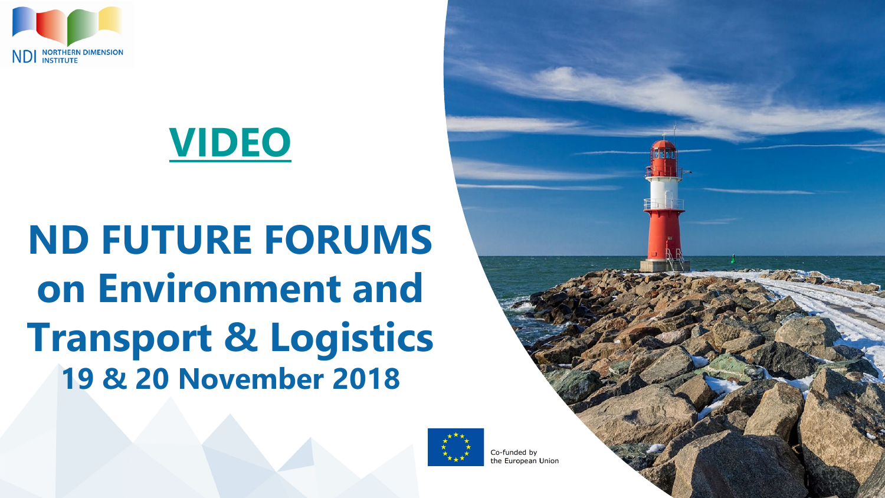NDI NORTHERN DIMENSION INSTITUTE

## VIDEO

# ND FUTURE FORUMS on Environment and Transport & Logistics

## 19 & 20 November 2018

Co-funded by the European Union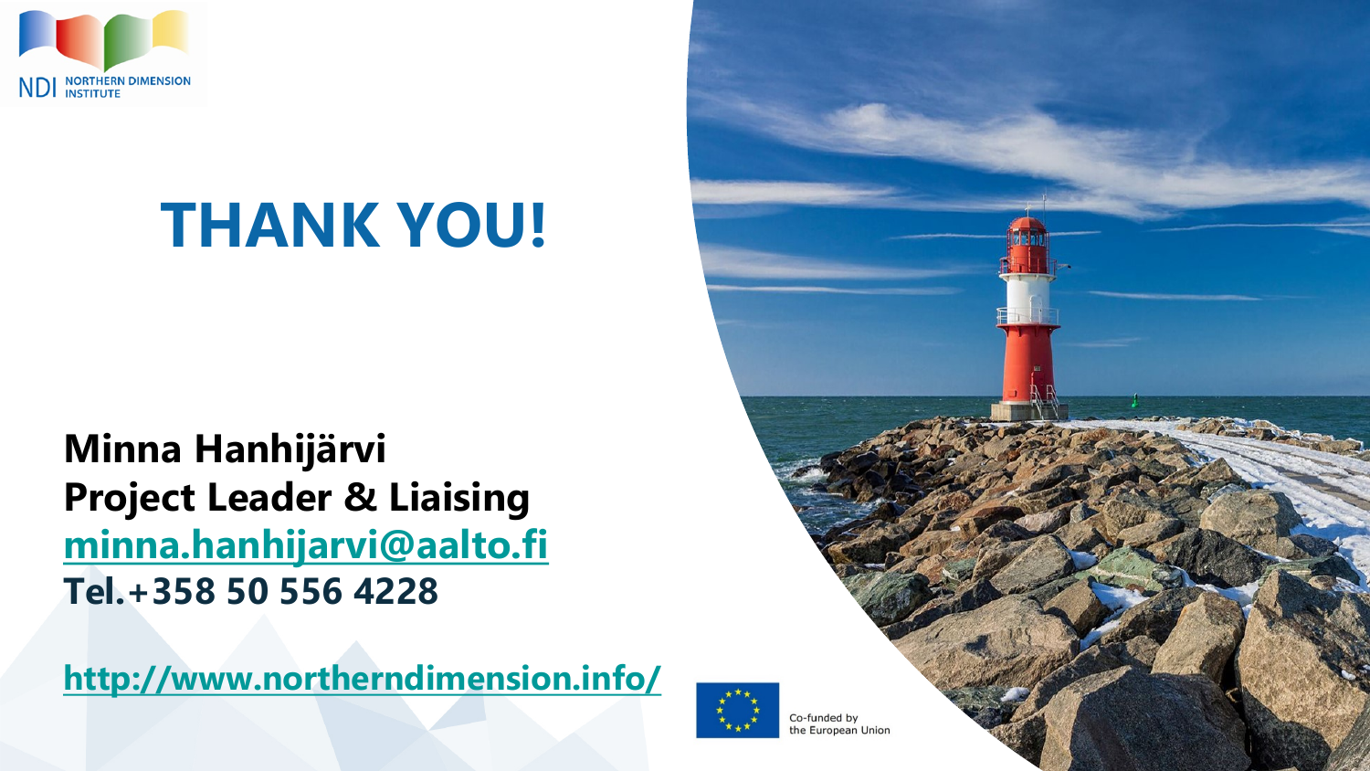NDI NORTHERN DIMENSION INSTITUTE

# THANK YOU!

**Minna Hanhijärvi**
**Project Leader & Liaising**
**minna.hanhijarvi@aalto.fi**
**Tel.+358 50 556 4228**

**http://www.northerndimension.info/**

Co-funded by the European Union